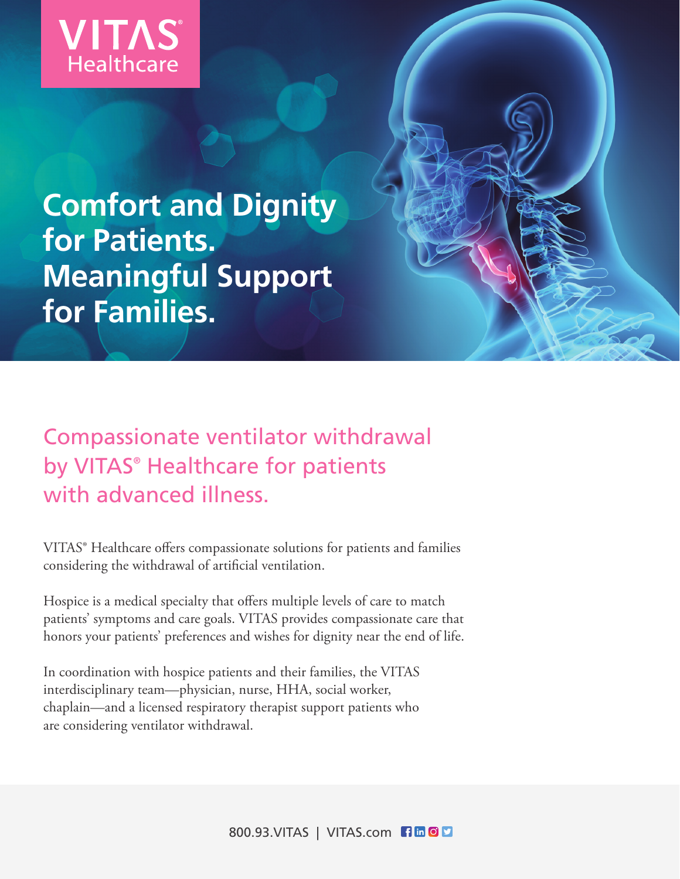VITAS® Healthcare

# Comfort and Dignity for Patients. Meaningful Support for Families.

## Compassionate ventilator withdrawal by VITAS® Healthcare for patients with advanced illness.

VITAS® Healthcare offers compassionate solutions for patients and families considering the withdrawal of artificial ventilation.

Hospice is a medical specialty that offers multiple levels of care to match patients' symptoms and care goals. VITAS provides compassionate care that honors your patients' preferences and wishes for dignity near the end of life.

In coordination with hospice patients and their families, the VITAS interdisciplinary team—physician, nurse, HHA, social worker, chaplain—and a licensed respiratory therapist support patients who are considering ventilator withdrawal.

800.93.VITAS | VITAS.com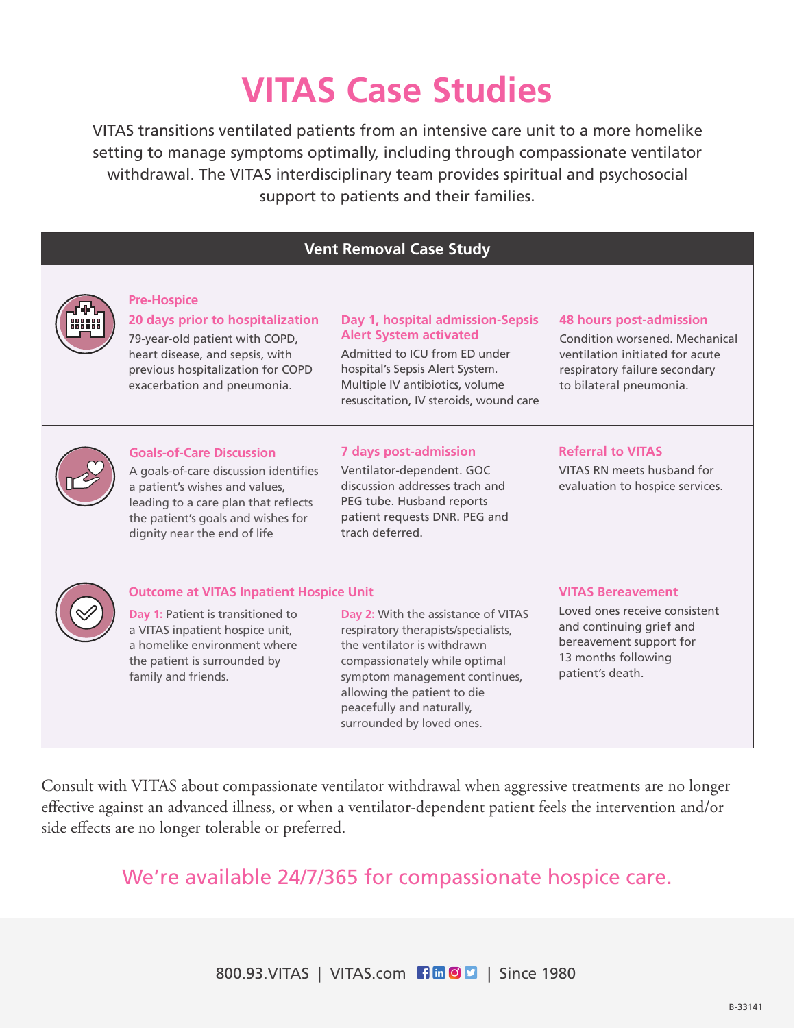# VITAS Case Studies

VITAS transitions ventilated patients from an intensive care unit to a more homelike setting to manage symptoms optimally, including through compassionate ventilator withdrawal. The VITAS interdisciplinary team provides spiritual and psychosocial support to patients and their families.

## Vent Removal Case Study

### Pre-Hospice

**20 days prior to hospitalization**

79-year-old patient with COPD, heart disease, and sepsis, with previous hospitalization for COPD exacerbation and pneumonia.

**Day 1, hospital admission-Sepsis Alert System activated**

Admitted to ICU from ED under hospital's Sepsis Alert System. Multiple IV antibiotics, volume resuscitation, IV steroids, wound care

**48 hours post-admission**

Condition worsened. Mechanical ventilation initiated for acute respiratory failure secondary to bilateral pneumonia.

### Goals-of-Care Discussion

A goals-of-care discussion identifies a patient's wishes and values, leading to a care plan that reflects the patient's goals and wishes for dignity near the end of life

**7 days post-admission**

Ventilator-dependent. GOC discussion addresses trach and PEG tube. Husband reports patient requests DNR. PEG and trach deferred.

**Referral to VITAS**

VITAS RN meets husband for evaluation to hospice services.

### Outcome at VITAS Inpatient Hospice Unit

**Day 1:** Patient is transitioned to a VITAS inpatient hospice unit, a homelike environment where the patient is surrounded by family and friends.

**Day 2:** With the assistance of VITAS respiratory therapists/specialists, the ventilator is withdrawn compassionately while optimal symptom management continues, allowing the patient to die peacefully and naturally, surrounded by loved ones.

**VITAS Bereavement**

Loved ones receive consistent and continuing grief and bereavement support for 13 months following patient's death.

Consult with VITAS about compassionate ventilator withdrawal when aggressive treatments are no longer effective against an advanced illness, or when a ventilator-dependent patient feels the intervention and/or side effects are no longer tolerable or preferred.

We're available 24/7/365 for compassionate hospice care.

800.93.VITAS | VITAS.com | Since 1980

B-33141